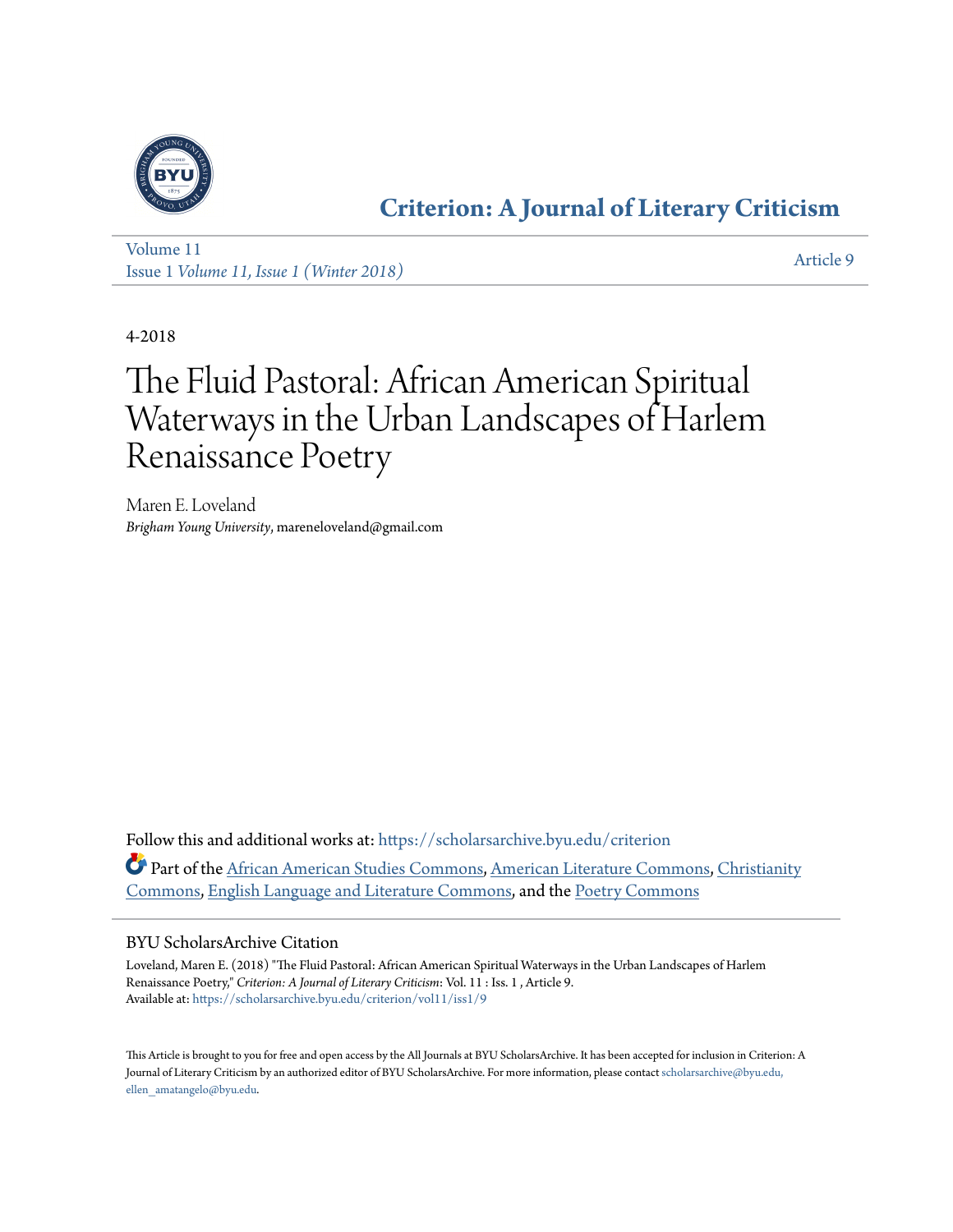# Criterion: A Journal of Literary Criticism

Volume 11
Issue 1 *Volume 11, Issue 1 (Winter 2018)*

Article 9

4-2018

# The Fluid Pastoral: African American Spiritual Waterways in the Urban Landscapes of Harlem Renaissance Poetry

Maren E. Loveland
*Brigham Young University*, mareneloveland@gmail.com

Follow this and additional works at: https://scholarsarchive.byu.edu/criterion

Part of the African American Studies Commons, American Literature Commons, Christianity Commons, English Language and Literature Commons, and the Poetry Commons

## BYU ScholarsArchive Citation

Loveland, Maren E. (2018) "The Fluid Pastoral: African American Spiritual Waterways in the Urban Landscapes of Harlem Renaissance Poetry," *Criterion: A Journal of Literary Criticism*: Vol. 11 : Iss. 1 , Article 9.
Available at: https://scholarsarchive.byu.edu/criterion/vol11/iss1/9

This Article is brought to you for free and open access by the All Journals at BYU ScholarsArchive. It has been accepted for inclusion in Criterion: A Journal of Literary Criticism by an authorized editor of BYU ScholarsArchive. For more information, please contact scholarsarchive@byu.edu, ellen_amatangelo@byu.edu.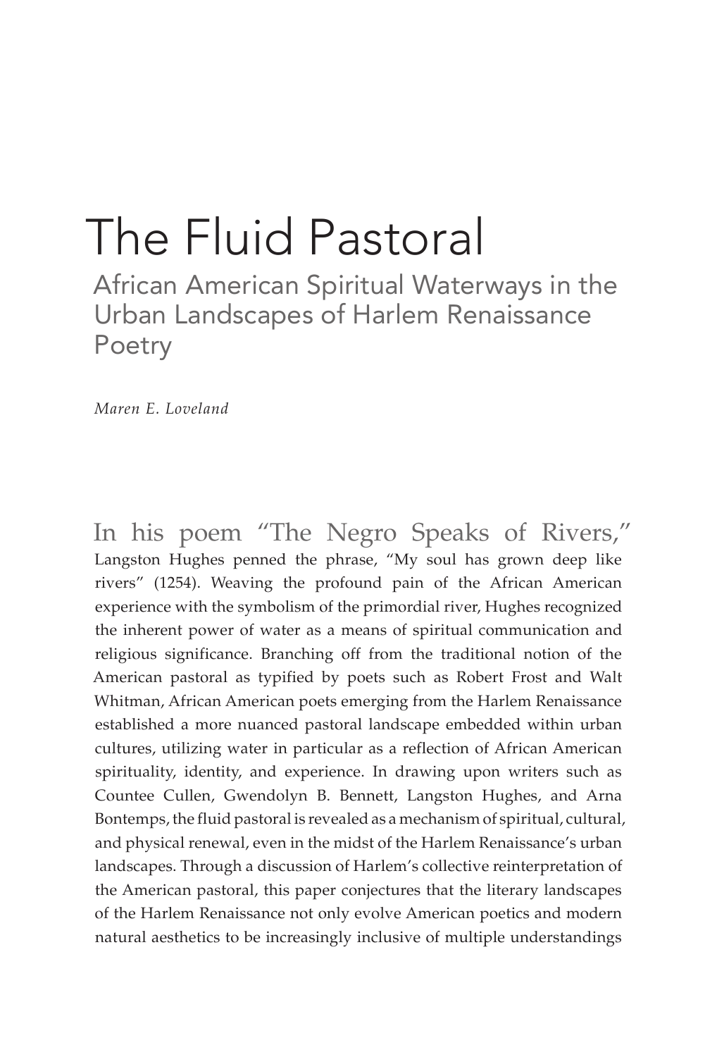# The Fluid Pastoral

## African American Spiritual Waterways in the Urban Landscapes of Harlem Renaissance Poetry

*Maren E. Loveland*

In his poem "The Negro Speaks of Rivers," Langston Hughes penned the phrase, "My soul has grown deep like rivers" (1254). Weaving the profound pain of the African American experience with the symbolism of the primordial river, Hughes recognized the inherent power of water as a means of spiritual communication and religious significance. Branching off from the traditional notion of the American pastoral as typified by poets such as Robert Frost and Walt Whitman, African American poets emerging from the Harlem Renaissance established a more nuanced pastoral landscape embedded within urban cultures, utilizing water in particular as a reflection of African American spirituality, identity, and experience. In drawing upon writers such as Countee Cullen, Gwendolyn B. Bennett, Langston Hughes, and Arna Bontemps, the fluid pastoral is revealed as a mechanism of spiritual, cultural, and physical renewal, even in the midst of the Harlem Renaissance's urban landscapes. Through a discussion of Harlem's collective reinterpretation of the American pastoral, this paper conjectures that the literary landscapes of the Harlem Renaissance not only evolve American poetics and modern natural aesthetics to be increasingly inclusive of multiple understandings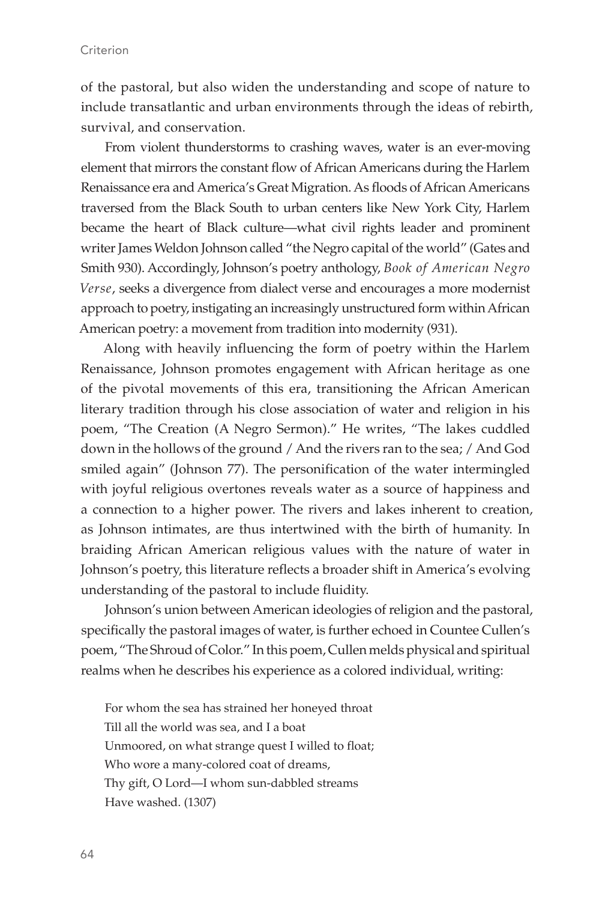of the pastoral, but also widen the understanding and scope of nature to include transatlantic and urban environments through the ideas of rebirth, survival, and conservation.

From violent thunderstorms to crashing waves, water is an ever-moving element that mirrors the constant flow of African Americans during the Harlem Renaissance era and America's Great Migration. As floods of African Americans traversed from the Black South to urban centers like New York City, Harlem became the heart of Black culture—what civil rights leader and prominent writer James Weldon Johnson called "the Negro capital of the world" (Gates and Smith 930). Accordingly, Johnson's poetry anthology, *Book of American Negro Verse*, seeks a divergence from dialect verse and encourages a more modernist approach to poetry, instigating an increasingly unstructured form within African American poetry: a movement from tradition into modernity (931).

Along with heavily influencing the form of poetry within the Harlem Renaissance, Johnson promotes engagement with African heritage as one of the pivotal movements of this era, transitioning the African American literary tradition through his close association of water and religion in his poem, "The Creation (A Negro Sermon)." He writes, "The lakes cuddled down in the hollows of the ground / And the rivers ran to the sea; / And God smiled again" (Johnson 77). The personification of the water intermingled with joyful religious overtones reveals water as a source of happiness and a connection to a higher power. The rivers and lakes inherent to creation, as Johnson intimates, are thus intertwined with the birth of humanity. In braiding African American religious values with the nature of water in Johnson's poetry, this literature reflects a broader shift in America's evolving understanding of the pastoral to include fluidity.

Johnson's union between American ideologies of religion and the pastoral, specifically the pastoral images of water, is further echoed in Countee Cullen's poem, "The Shroud of Color." In this poem, Cullen melds physical and spiritual realms when he describes his experience as a colored individual, writing:

> For whom the sea has strained her honeyed throat  
> Till all the world was sea, and I a boat  
> Unmoored, on what strange quest I willed to float;  
> Who wore a many-colored coat of dreams,  
> Thy gift, O Lord—I whom sun-dabbled streams  
> Have washed. (1307)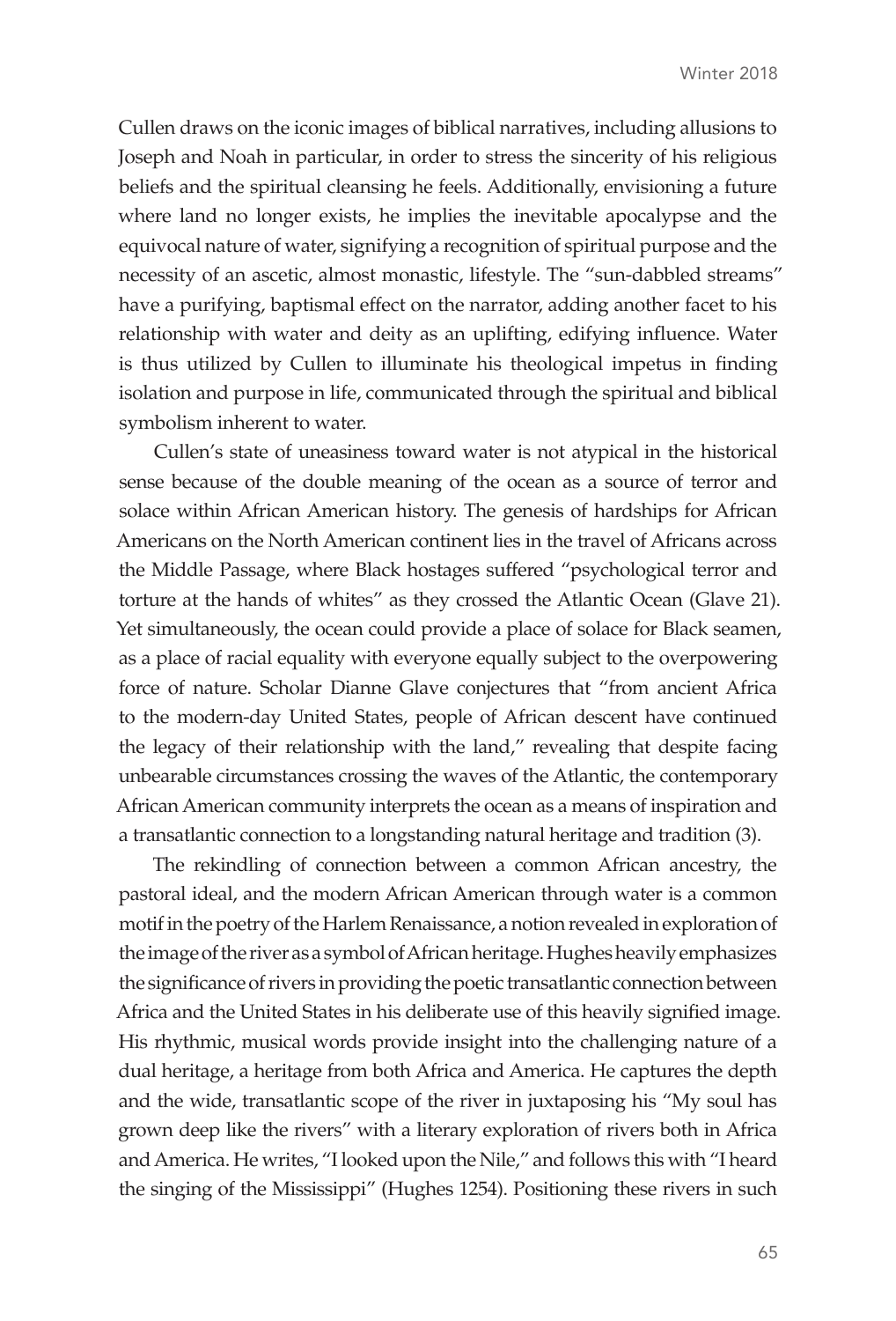Cullen draws on the iconic images of biblical narratives, including allusions to Joseph and Noah in particular, in order to stress the sincerity of his religious beliefs and the spiritual cleansing he feels. Additionally, envisioning a future where land no longer exists, he implies the inevitable apocalypse and the equivocal nature of water, signifying a recognition of spiritual purpose and the necessity of an ascetic, almost monastic, lifestyle. The "sun-dabbled streams" have a purifying, baptismal effect on the narrator, adding another facet to his relationship with water and deity as an uplifting, edifying influence. Water is thus utilized by Cullen to illuminate his theological impetus in finding isolation and purpose in life, communicated through the spiritual and biblical symbolism inherent to water.

Cullen's state of uneasiness toward water is not atypical in the historical sense because of the double meaning of the ocean as a source of terror and solace within African American history. The genesis of hardships for African Americans on the North American continent lies in the travel of Africans across the Middle Passage, where Black hostages suffered "psychological terror and torture at the hands of whites" as they crossed the Atlantic Ocean (Glave 21). Yet simultaneously, the ocean could provide a place of solace for Black seamen, as a place of racial equality with everyone equally subject to the overpowering force of nature. Scholar Dianne Glave conjectures that "from ancient Africa to the modern-day United States, people of African descent have continued the legacy of their relationship with the land," revealing that despite facing unbearable circumstances crossing the waves of the Atlantic, the contemporary African American community interprets the ocean as a means of inspiration and a transatlantic connection to a longstanding natural heritage and tradition (3).

The rekindling of connection between a common African ancestry, the pastoral ideal, and the modern African American through water is a common motif in the poetry of the Harlem Renaissance, a notion revealed in exploration of the image of the river as a symbol of African heritage. Hughes heavily emphasizes the significance of rivers in providing the poetic transatlantic connection between Africa and the United States in his deliberate use of this heavily signified image. His rhythmic, musical words provide insight into the challenging nature of a dual heritage, a heritage from both Africa and America. He captures the depth and the wide, transatlantic scope of the river in juxtaposing his "My soul has grown deep like the rivers" with a literary exploration of rivers both in Africa and America. He writes, "I looked upon the Nile," and follows this with "I heard the singing of the Mississippi" (Hughes 1254). Positioning these rivers in such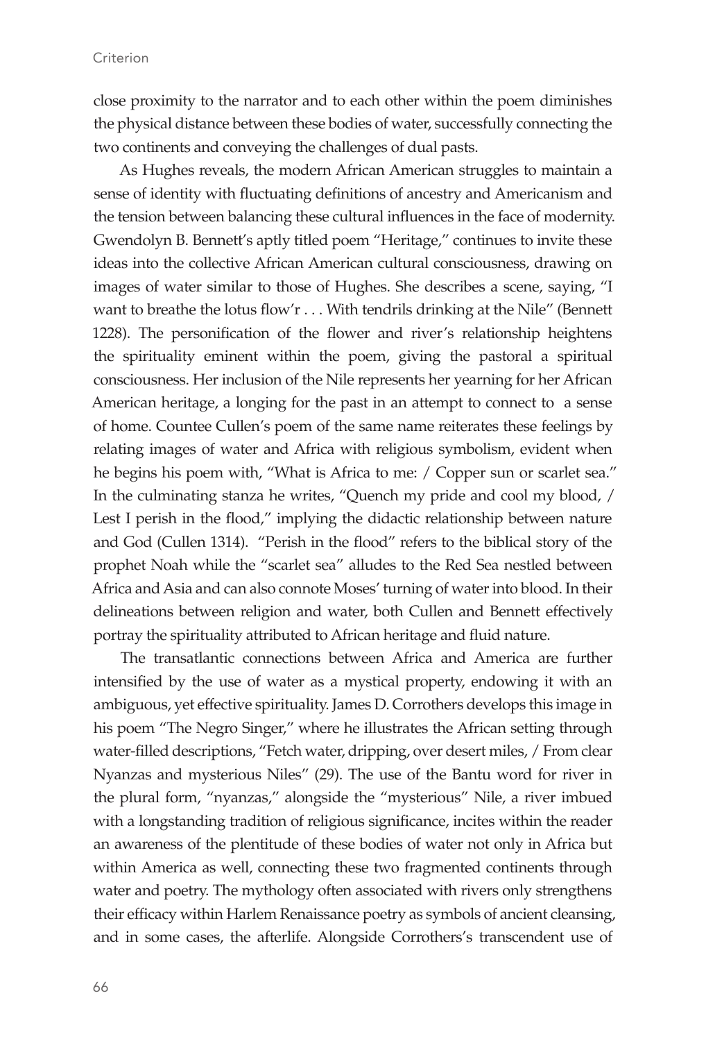close proximity to the narrator and to each other within the poem diminishes the physical distance between these bodies of water, successfully connecting the two continents and conveying the challenges of dual pasts.

As Hughes reveals, the modern African American struggles to maintain a sense of identity with fluctuating definitions of ancestry and Americanism and the tension between balancing these cultural influences in the face of modernity. Gwendolyn B. Bennett's aptly titled poem "Heritage," continues to invite these ideas into the collective African American cultural consciousness, drawing on images of water similar to those of Hughes. She describes a scene, saying, "I want to breathe the lotus flow'r . . . With tendrils drinking at the Nile" (Bennett 1228). The personification of the flower and river's relationship heightens the spirituality eminent within the poem, giving the pastoral a spiritual consciousness. Her inclusion of the Nile represents her yearning for her African American heritage, a longing for the past in an attempt to connect to a sense of home. Countee Cullen's poem of the same name reiterates these feelings by relating images of water and Africa with religious symbolism, evident when he begins his poem with, "What is Africa to me: / Copper sun or scarlet sea." In the culminating stanza he writes, "Quench my pride and cool my blood, / Lest I perish in the flood," implying the didactic relationship between nature and God (Cullen 1314). "Perish in the flood" refers to the biblical story of the prophet Noah while the "scarlet sea" alludes to the Red Sea nestled between Africa and Asia and can also connote Moses' turning of water into blood. In their delineations between religion and water, both Cullen and Bennett effectively portray the spirituality attributed to African heritage and fluid nature.

The transatlantic connections between Africa and America are further intensified by the use of water as a mystical property, endowing it with an ambiguous, yet effective spirituality. James D. Corrothers develops this image in his poem "The Negro Singer," where he illustrates the African setting through water-filled descriptions, "Fetch water, dripping, over desert miles, / From clear Nyanzas and mysterious Niles" (29). The use of the Bantu word for river in the plural form, "nyanzas," alongside the "mysterious" Nile, a river imbued with a longstanding tradition of religious significance, incites within the reader an awareness of the plentitude of these bodies of water not only in Africa but within America as well, connecting these two fragmented continents through water and poetry. The mythology often associated with rivers only strengthens their efficacy within Harlem Renaissance poetry as symbols of ancient cleansing, and in some cases, the afterlife. Alongside Corrothers's transcendent use of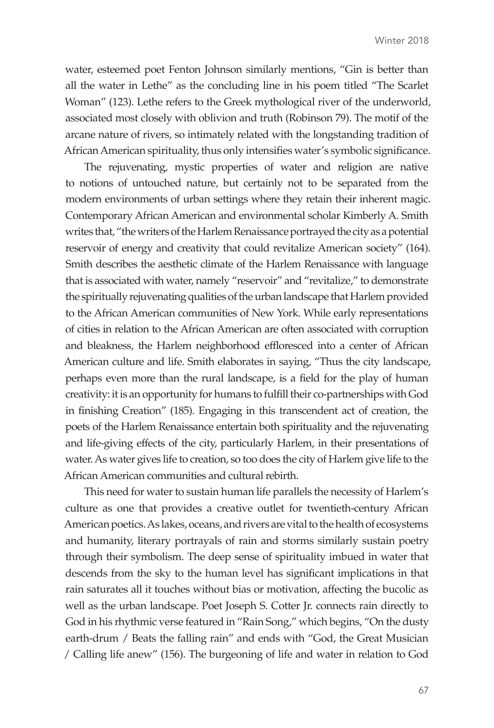water, esteemed poet Fenton Johnson similarly mentions, "Gin is better than all the water in Lethe" as the concluding line in his poem titled "The Scarlet Woman" (123). Lethe refers to the Greek mythological river of the underworld, associated most closely with oblivion and truth (Robinson 79). The motif of the arcane nature of rivers, so intimately related with the longstanding tradition of African American spirituality, thus only intensifies water's symbolic significance.

The rejuvenating, mystic properties of water and religion are native to notions of untouched nature, but certainly not to be separated from the modern environments of urban settings where they retain their inherent magic. Contemporary African American and environmental scholar Kimberly A. Smith writes that, "the writers of the Harlem Renaissance portrayed the city as a potential reservoir of energy and creativity that could revitalize American society" (164). Smith describes the aesthetic climate of the Harlem Renaissance with language that is associated with water, namely "reservoir" and "revitalize," to demonstrate the spiritually rejuvenating qualities of the urban landscape that Harlem provided to the African American communities of New York. While early representations of cities in relation to the African American are often associated with corruption and bleakness, the Harlem neighborhood effloresced into a center of African American culture and life. Smith elaborates in saying, "Thus the city landscape, perhaps even more than the rural landscape, is a field for the play of human creativity: it is an opportunity for humans to fulfill their co-partnerships with God in finishing Creation" (185). Engaging in this transcendent act of creation, the poets of the Harlem Renaissance entertain both spirituality and the rejuvenating and life-giving effects of the city, particularly Harlem, in their presentations of water. As water gives life to creation, so too does the city of Harlem give life to the African American communities and cultural rebirth.

This need for water to sustain human life parallels the necessity of Harlem's culture as one that provides a creative outlet for twentieth-century African American poetics. As lakes, oceans, and rivers are vital to the health of ecosystems and humanity, literary portrayals of rain and storms similarly sustain poetry through their symbolism. The deep sense of spirituality imbued in water that descends from the sky to the human level has significant implications in that rain saturates all it touches without bias or motivation, affecting the bucolic as well as the urban landscape. Poet Joseph S. Cotter Jr. connects rain directly to God in his rhythmic verse featured in "Rain Song," which begins, "On the dusty earth-drum / Beats the falling rain" and ends with "God, the Great Musician / Calling life anew" (156). The burgeoning of life and water in relation to God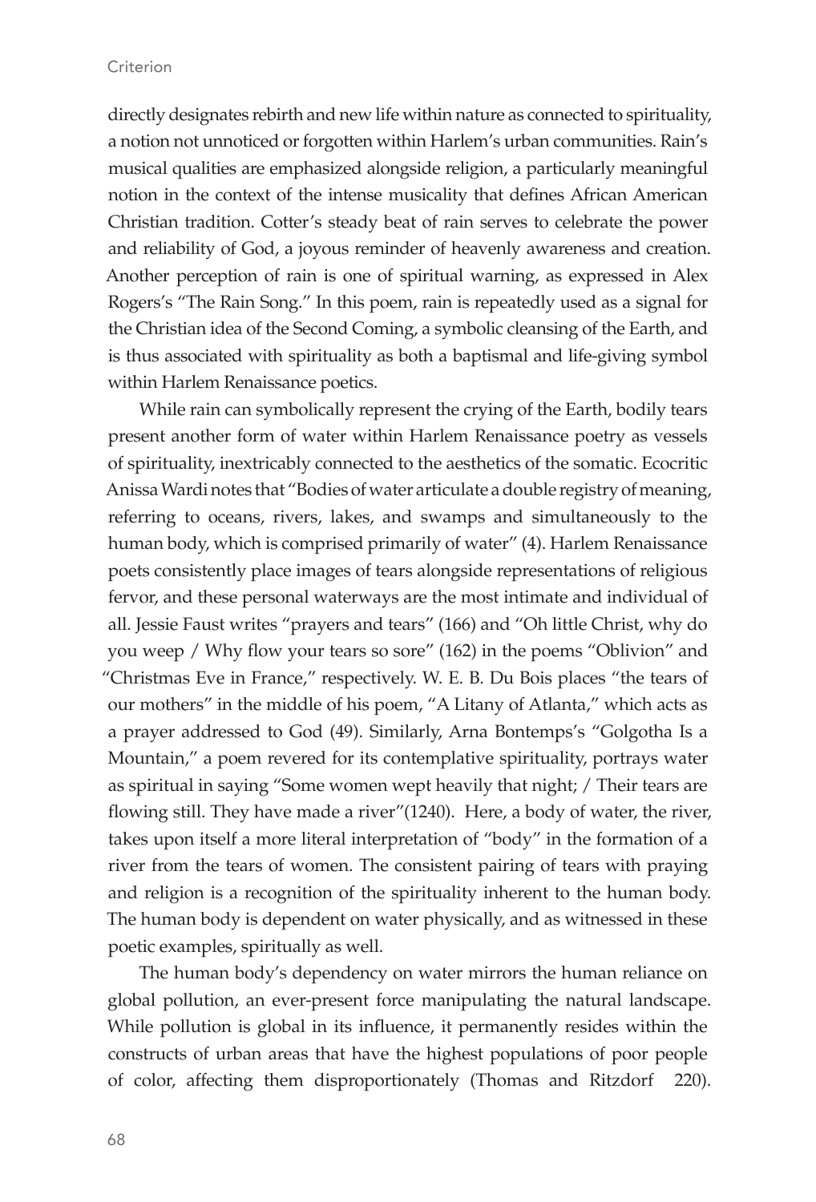directly designates rebirth and new life within nature as connected to spirituality, a notion not unnoticed or forgotten within Harlem's urban communities. Rain's musical qualities are emphasized alongside religion, a particularly meaningful notion in the context of the intense musicality that defines African American Christian tradition. Cotter's steady beat of rain serves to celebrate the power and reliability of God, a joyous reminder of heavenly awareness and creation. Another perception of rain is one of spiritual warning, as expressed in Alex Rogers's "The Rain Song." In this poem, rain is repeatedly used as a signal for the Christian idea of the Second Coming, a symbolic cleansing of the Earth, and is thus associated with spirituality as both a baptismal and life-giving symbol within Harlem Renaissance poetics.

While rain can symbolically represent the crying of the Earth, bodily tears present another form of water within Harlem Renaissance poetry as vessels of spirituality, inextricably connected to the aesthetics of the somatic. Ecocritic Anissa Wardi notes that "Bodies of water articulate a double registry of meaning, referring to oceans, rivers, lakes, and swamps and simultaneously to the human body, which is comprised primarily of water" (4). Harlem Renaissance poets consistently place images of tears alongside representations of religious fervor, and these personal waterways are the most intimate and individual of all. Jessie Faust writes "prayers and tears" (166) and "Oh little Christ, why do you weep / Why flow your tears so sore" (162) in the poems "Oblivion" and "Christmas Eve in France," respectively. W. E. B. Du Bois places "the tears of our mothers" in the middle of his poem, "A Litany of Atlanta," which acts as a prayer addressed to God (49). Similarly, Arna Bontemps's "Golgotha Is a Mountain," a poem revered for its contemplative spirituality, portrays water as spiritual in saying "Some women wept heavily that night; / Their tears are flowing still. They have made a river"(1240). Here, a body of water, the river, takes upon itself a more literal interpretation of "body" in the formation of a river from the tears of women. The consistent pairing of tears with praying and religion is a recognition of the spirituality inherent to the human body. The human body is dependent on water physically, and as witnessed in these poetic examples, spiritually as well.

The human body's dependency on water mirrors the human reliance on global pollution, an ever-present force manipulating the natural landscape. While pollution is global in its influence, it permanently resides within the constructs of urban areas that have the highest populations of poor people of color, affecting them disproportionately (Thomas and Ritzdorf 220).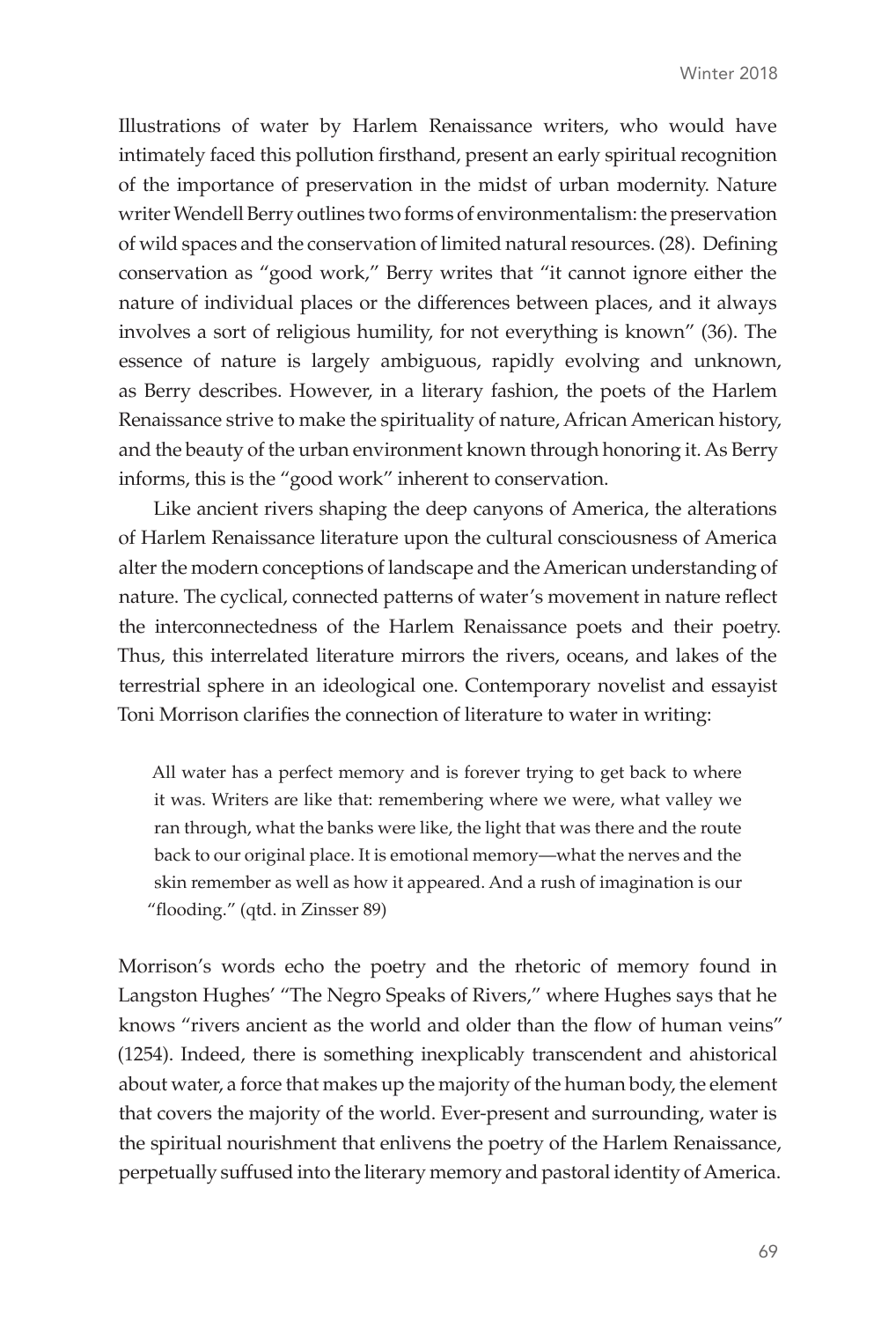Illustrations of water by Harlem Renaissance writers, who would have intimately faced this pollution firsthand, present an early spiritual recognition of the importance of preservation in the midst of urban modernity. Nature writer Wendell Berry outlines two forms of environmentalism: the preservation of wild spaces and the conservation of limited natural resources. (28). Defining conservation as "good work," Berry writes that "it cannot ignore either the nature of individual places or the differences between places, and it always involves a sort of religious humility, for not everything is known" (36). The essence of nature is largely ambiguous, rapidly evolving and unknown, as Berry describes. However, in a literary fashion, the poets of the Harlem Renaissance strive to make the spirituality of nature, African American history, and the beauty of the urban environment known through honoring it. As Berry informs, this is the "good work" inherent to conservation.

Like ancient rivers shaping the deep canyons of America, the alterations of Harlem Renaissance literature upon the cultural consciousness of America alter the modern conceptions of landscape and the American understanding of nature. The cyclical, connected patterns of water's movement in nature reflect the interconnectedness of the Harlem Renaissance poets and their poetry. Thus, this interrelated literature mirrors the rivers, oceans, and lakes of the terrestrial sphere in an ideological one. Contemporary novelist and essayist Toni Morrison clarifies the connection of literature to water in writing:

> All water has a perfect memory and is forever trying to get back to where it was. Writers are like that: remembering where we were, what valley we ran through, what the banks were like, the light that was there and the route back to our original place. It is emotional memory—what the nerves and the skin remember as well as how it appeared. And a rush of imagination is our "flooding." (qtd. in Zinsser 89)

Morrison's words echo the poetry and the rhetoric of memory found in Langston Hughes' "The Negro Speaks of Rivers," where Hughes says that he knows "rivers ancient as the world and older than the flow of human veins" (1254). Indeed, there is something inexplicably transcendent and ahistorical about water, a force that makes up the majority of the human body, the element that covers the majority of the world. Ever-present and surrounding, water is the spiritual nourishment that enlivens the poetry of the Harlem Renaissance, perpetually suffused into the literary memory and pastoral identity of America.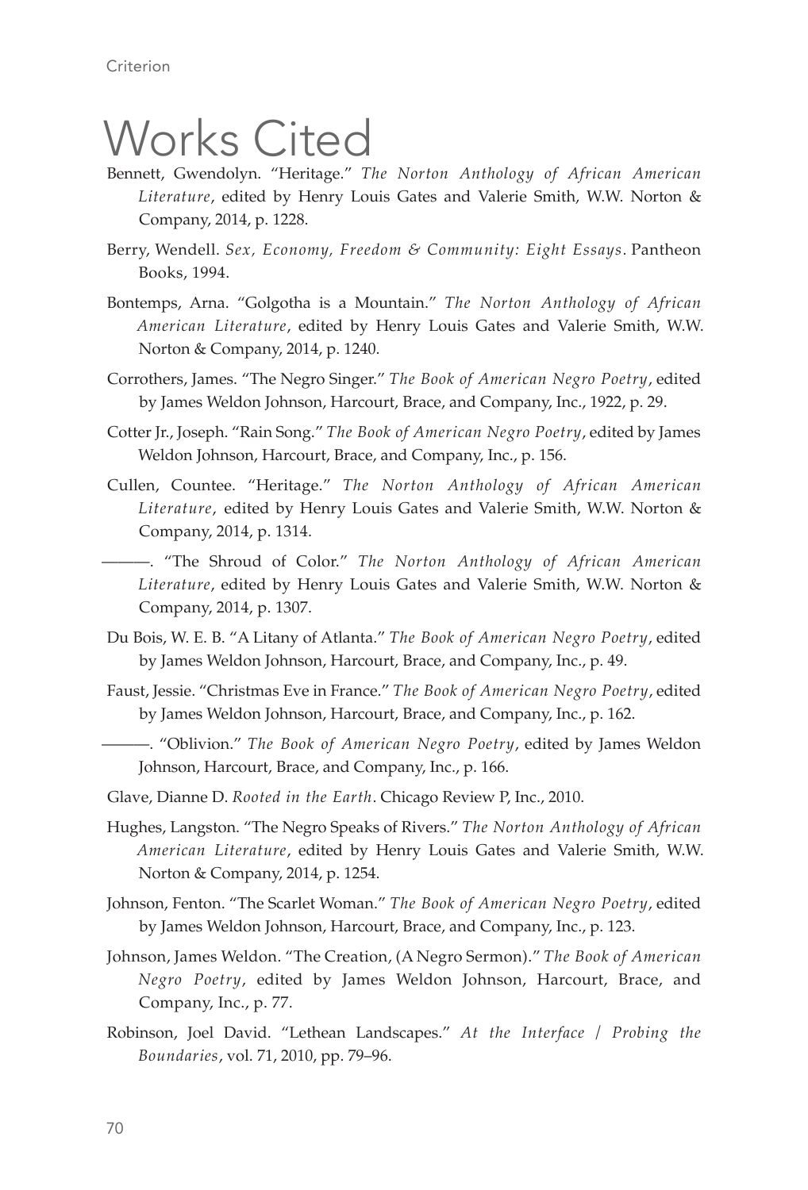# Works Cited

Bennett, Gwendolyn. "Heritage." *The Norton Anthology of African American Literature*, edited by Henry Louis Gates and Valerie Smith, W.W. Norton & Company, 2014, p. 1228.

Berry, Wendell. *Sex, Economy, Freedom & Community: Eight Essays*. Pantheon Books, 1994.

Bontemps, Arna. "Golgotha is a Mountain." *The Norton Anthology of African American Literature*, edited by Henry Louis Gates and Valerie Smith, W.W. Norton & Company, 2014, p. 1240.

Corrothers, James. "The Negro Singer." *The Book of American Negro Poetry*, edited by James Weldon Johnson, Harcourt, Brace, and Company, Inc., 1922, p. 29.

Cotter Jr., Joseph. "Rain Song." *The Book of American Negro Poetry*, edited by James Weldon Johnson, Harcourt, Brace, and Company, Inc., p. 156.

Cullen, Countee. "Heritage." *The Norton Anthology of African American Literature*, edited by Henry Louis Gates and Valerie Smith, W.W. Norton & Company, 2014, p. 1314.

———. "The Shroud of Color." *The Norton Anthology of African American Literature*, edited by Henry Louis Gates and Valerie Smith, W.W. Norton & Company, 2014, p. 1307.

Du Bois, W. E. B. "A Litany of Atlanta." *The Book of American Negro Poetry*, edited by James Weldon Johnson, Harcourt, Brace, and Company, Inc., p. 49.

Faust, Jessie. "Christmas Eve in France." *The Book of American Negro Poetry*, edited by James Weldon Johnson, Harcourt, Brace, and Company, Inc., p. 162.

———. "Oblivion." *The Book of American Negro Poetry*, edited by James Weldon Johnson, Harcourt, Brace, and Company, Inc., p. 166.

Glave, Dianne D. *Rooted in the Earth*. Chicago Review P, Inc., 2010.

Hughes, Langston. "The Negro Speaks of Rivers." *The Norton Anthology of African American Literature*, edited by Henry Louis Gates and Valerie Smith, W.W. Norton & Company, 2014, p. 1254.

Johnson, Fenton. "The Scarlet Woman." *The Book of American Negro Poetry*, edited by James Weldon Johnson, Harcourt, Brace, and Company, Inc., p. 123.

Johnson, James Weldon. "The Creation, (A Negro Sermon)." *The Book of American Negro Poetry*, edited by James Weldon Johnson, Harcourt, Brace, and Company, Inc., p. 77.

Robinson, Joel David. "Lethean Landscapes." *At the Interface / Probing the Boundaries*, vol. 71, 2010, pp. 79–96.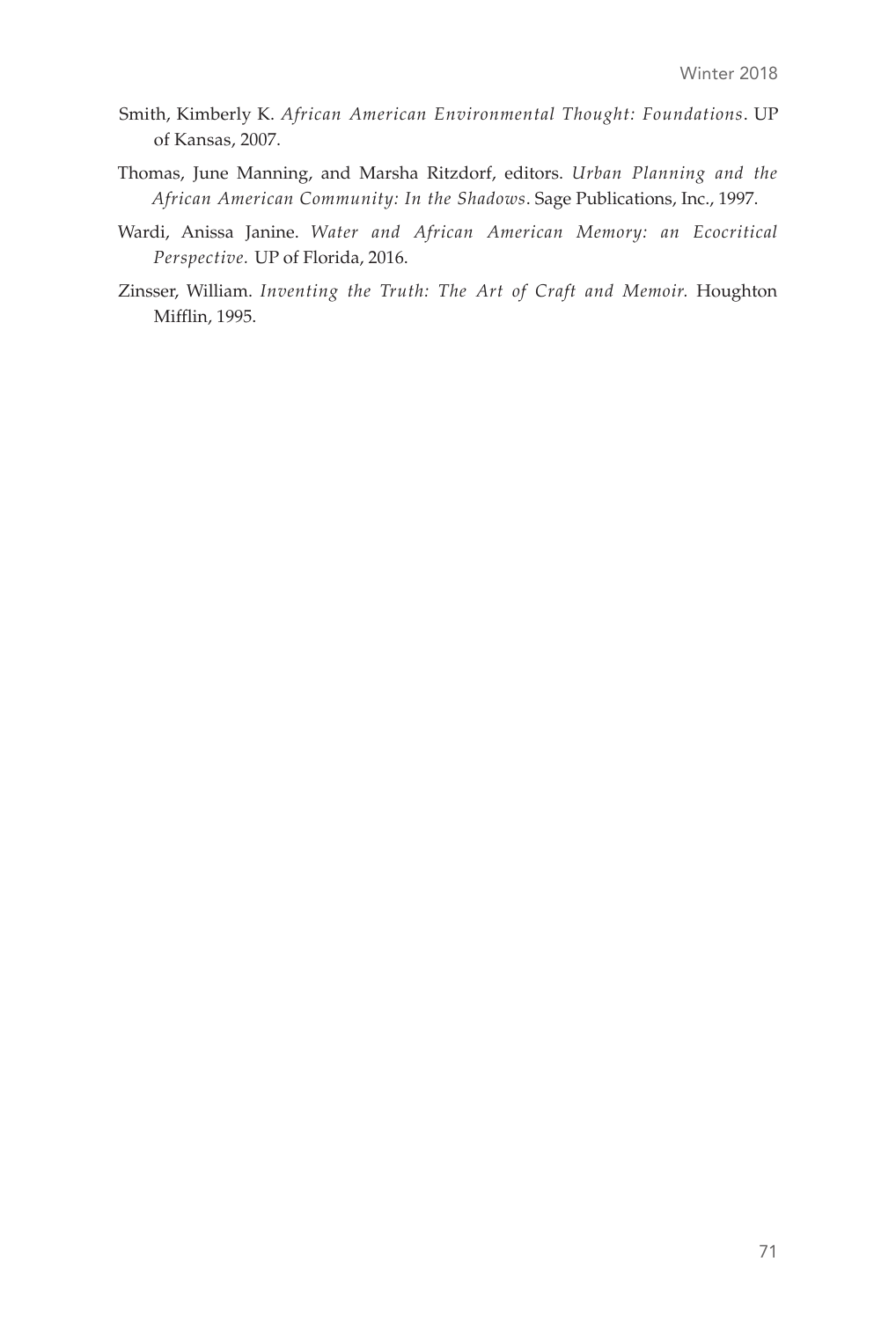Smith, Kimberly K. *African American Environmental Thought: Foundations*. UP of Kansas, 2007.

Thomas, June Manning, and Marsha Ritzdorf, editors. *Urban Planning and the African American Community: In the Shadows*. Sage Publications, Inc., 1997.

Wardi, Anissa Janine. *Water and African American Memory: an Ecocritical Perspective.* UP of Florida, 2016.

Zinsser, William. *Inventing the Truth: The Art of Craft and Memoir.* Houghton Mifflin, 1995.